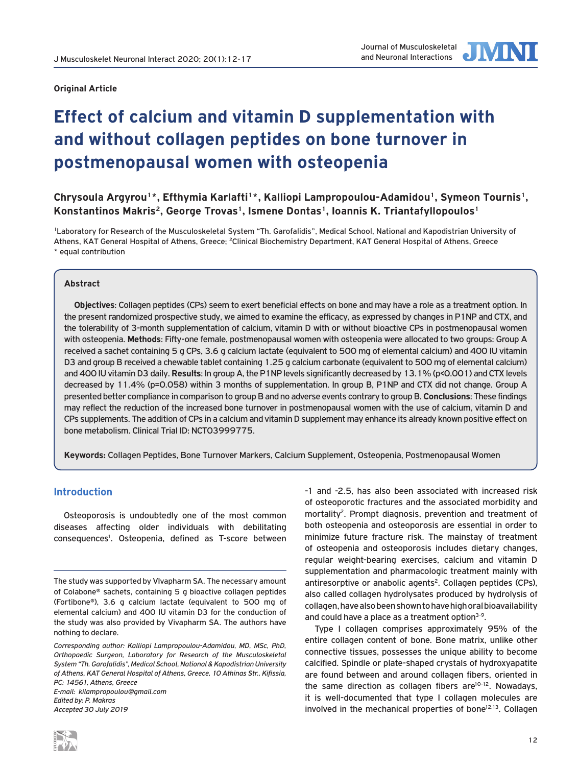**Original Article**

# Effect of calcium and vitamin D supplementation with and without collagen peptides on bone turnover in postmenopausal women with osteopenia

**Chrysoula Argyrou[1]*, Efthymia Karlafti[1]*, Kalliopi Lampropoulou-Adamidou[1], Symeon Tournis[1], Konstantinos Makris[2], George Trovas[1], Ismene Dontas[1], Ioannis K. Triantafyllopoulos[1]**

[1]Laboratory for Research of the Musculoskeletal System "Th. Garofalidis", Medical School, National and Kapodistrian University of Athens, KAT General Hospital of Athens, Greece; [2]Clinical Biochemistry Department, KAT General Hospital of Athens, Greece
* equal contribution

## Abstract

**Objectives**: Collagen peptides (CPs) seem to exert beneficial effects on bone and may have a role as a treatment option. In the present randomized prospective study, we aimed to examine the efficacy, as expressed by changes in P1NP and CTX, and the tolerability of 3-month supplementation of calcium, vitamin D with or without bioactive CPs in postmenopausal women with osteopenia. **Methods**: Fifty-one female, postmenopausal women with osteopenia were allocated to two groups: Group A received a sachet containing 5 g CPs, 3.6 g calcium lactate (equivalent to 500 mg of elemental calcium) and 400 IU vitamin D3 and group B received a chewable tablet containing 1.25 g calcium carbonate (equivalent to 500 mg of elemental calcium) and 400 IU vitamin D3 daily. **Results**: In group A, the P1NP levels significantly decreased by 13.1% ($p<0.001$) and CTX levels decreased by 11.4% ($p=0.058$) within 3 months of supplementation. In group B, P1NP and CTX did not change. Group A presented better compliance in comparison to group B and no adverse events contrary to group B. **Conclusions**: These findings may reflect the reduction of the increased bone turnover in postmenopausal women with the use of calcium, vitamin D and CPs supplements. The addition of CPs in a calcium and vitamin D supplement may enhance its already known positive effect on bone metabolism. Clinical Trial ID: NCT03999775.

**Keywords:** Collagen Peptides, Bone Turnover Markers, Calcium Supplement, Osteopenia, Postmenopausal Women

## Introduction

Osteoporosis is undoubtedly one of the most common diseases affecting older individuals with debilitating consequences[1]. Osteopenia, defined as T-score between -1 and -2.5, has also been associated with increased risk of osteoporotic fractures and the associated morbidity and mortality[2]. Prompt diagnosis, prevention and treatment of both osteopenia and osteoporosis are essential in order to minimize future fracture risk. The mainstay of treatment of osteopenia and osteoporosis includes dietary changes, regular weight-bearing exercises, calcium and vitamin D supplementation and pharmacologic treatment mainly with antiresorptive or anabolic agents[2]. Collagen peptides (CPs), also called collagen hydrolysates produced by hydrolysis of collagen, have also been shown to have high oral bioavailability and could have a place as a treatment option[3-9].

Type I collagen comprises approximately 95% of the entire collagen content of bone. Bone matrix, unlike other connective tissues, possesses the unique ability to become calcified. Spindle or plate-shaped crystals of hydroxyapatite are found between and around collagen fibers, oriented in the same direction as collagen fibers are[10-12]. Nowadays, it is well-documented that type I collagen molecules are involved in the mechanical properties of bone[12,13]. Collagen

The study was supported by VIvapharm SA. The necessary amount of Colabone® sachets, containing 5 g bioactive collagen peptides (Fortibone®), 3.6 g calcium lactate (equivalent to 500 mg of elemental calcium) and 400 IU vitamin D3 for the conduction of the study was also provided by Vivapharm SA. The authors have nothing to declare.

*Corresponding author: Kalliopi Lampropoulou-Adamidou, MD, MSc, PhD, Orthopaedic Surgeon, Laboratory for Research of the Musculoskeletal System "Th. Garofalidis", Medical School, National & Kapodistrian University of Athens, KAT General Hospital of Athens, Greece, 10 Athinas Str., Kifissia, PC: 14561, Athens, Greece*
*E-mail: kilampropoulou@gmail.com*
*Edited by: P. Makras*
*Accepted 30 July 2019*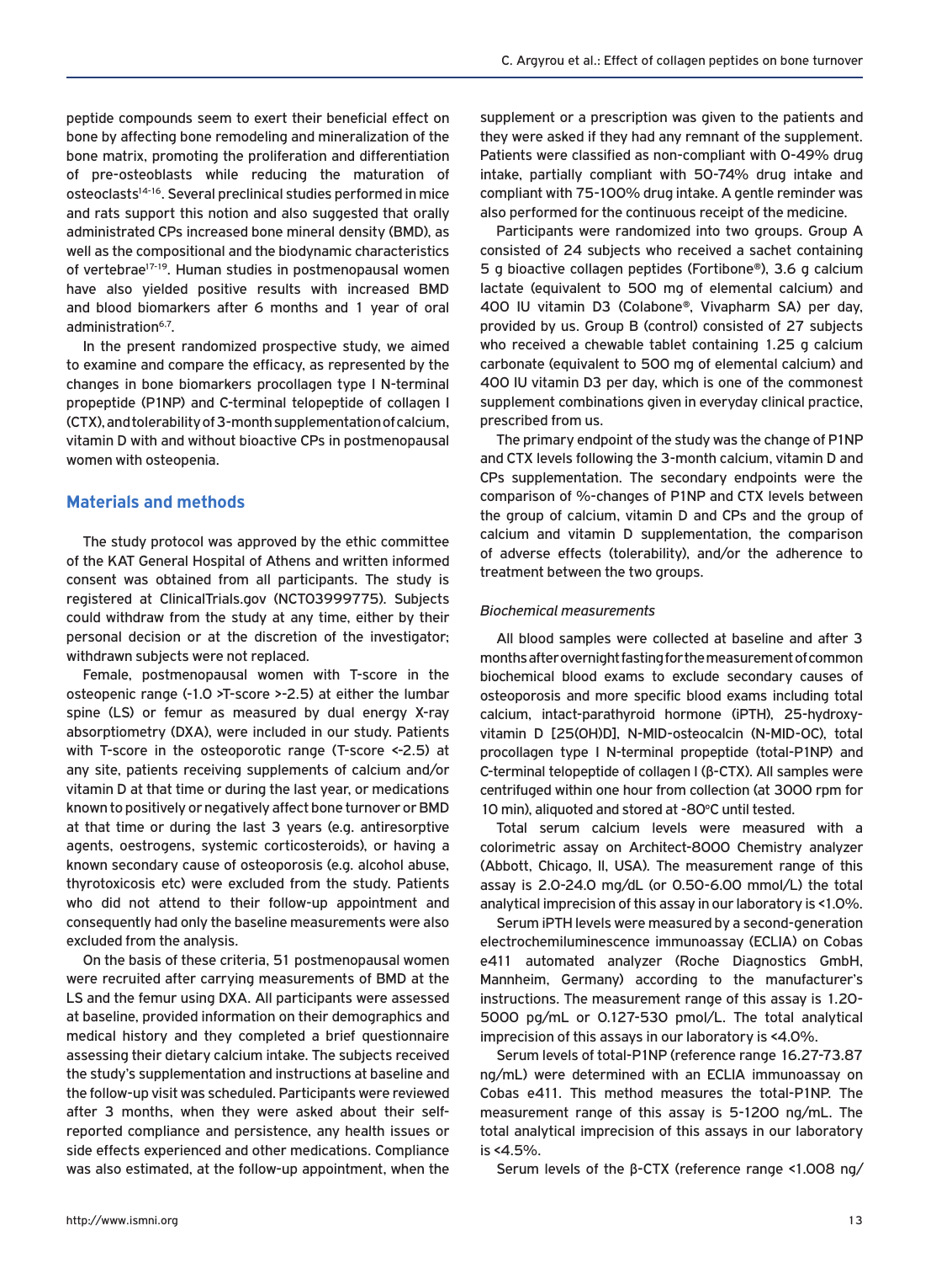peptide compounds seem to exert their beneficial effect on bone by affecting bone remodeling and mineralization of the bone matrix, promoting the proliferation and differentiation of pre-osteoblasts while reducing the maturation of osteoclasts[14-16]. Several preclinical studies performed in mice and rats support this notion and also suggested that orally administrated CPs increased bone mineral density (BMD), as well as the compositional and the biodynamic characteristics of vertebrae[17-19]. Human studies in postmenopausal women have also yielded positive results with increased BMD and blood biomarkers after 6 months and 1 year of oral administration[6,7].

In the present randomized prospective study, we aimed to examine and compare the efficacy, as represented by the changes in bone biomarkers procollagen type I N-terminal propeptide (P1NP) and C-terminal telopeptide of collagen I (CTX), and tolerability of 3-month supplementation of calcium, vitamin D with and without bioactive CPs in postmenopausal women with osteopenia.

## Materials and methods

The study protocol was approved by the ethic committee of the KAT General Hospital of Athens and written informed consent was obtained from all participants. The study is registered at ClinicalTrials.gov (NCT03999775). Subjects could withdraw from the study at any time, either by their personal decision or at the discretion of the investigator; withdrawn subjects were not replaced.

Female, postmenopausal women with T-score in the osteopenic range (-1.0 >T-score >-2.5) at either the lumbar spine (LS) or femur as measured by dual energy X-ray absorptiometry (DXA), were included in our study. Patients with T-score in the osteoporotic range (T-score <-2.5) at any site, patients receiving supplements of calcium and/or vitamin D at that time or during the last year, or medications known to positively or negatively affect bone turnover or BMD at that time or during the last 3 years (e.g. antiresorptive agents, oestrogens, systemic corticosteroids), or having a known secondary cause of osteoporosis (e.g. alcohol abuse, thyrotoxicosis etc) were excluded from the study. Patients who did not attend to their follow-up appointment and consequently had only the baseline measurements were also excluded from the analysis.

On the basis of these criteria, 51 postmenopausal women were recruited after carrying measurements of BMD at the LS and the femur using DXA. All participants were assessed at baseline, provided information on their demographics and medical history and they completed a brief questionnaire assessing their dietary calcium intake. The subjects received the study's supplementation and instructions at baseline and the follow-up visit was scheduled. Participants were reviewed after 3 months, when they were asked about their self-reported compliance and persistence, any health issues or side effects experienced and other medications. Compliance was also estimated, at the follow-up appointment, when the supplement or a prescription was given to the patients and they were asked if they had any remnant of the supplement. Patients were classified as non-compliant with 0-49% drug intake, partially compliant with 50-74% drug intake and compliant with 75-100% drug intake. A gentle reminder was also performed for the continuous receipt of the medicine.

Participants were randomized into two groups. Group A consisted of 24 subjects who received a sachet containing 5 g bioactive collagen peptides (Fortibone®), 3.6 g calcium lactate (equivalent to 500 mg of elemental calcium) and 400 IU vitamin D3 (Colabone®, Vivapharm SA) per day, provided by us. Group B (control) consisted of 27 subjects who received a chewable tablet containing 1.25 g calcium carbonate (equivalent to 500 mg of elemental calcium) and 400 IU vitamin D3 per day, which is one of the commonest supplement combinations given in everyday clinical practice, prescribed from us.

The primary endpoint of the study was the change of P1NP and CTX levels following the 3-month calcium, vitamin D and CPs supplementation. The secondary endpoints were the comparison of %-changes of P1NP and CTX levels between the group of calcium, vitamin D and CPs and the group of calcium and vitamin D supplementation, the comparison of adverse effects (tolerability), and/or the adherence to treatment between the two groups.

### *Biochemical measurements*

All blood samples were collected at baseline and after 3 months after overnight fasting for the measurement of common biochemical blood exams to exclude secondary causes of osteoporosis and more specific blood exams including total calcium, intact-parathyroid hormone (iPTH), 25-hydroxy-vitamin D [25(OH)D], N-MID-osteocalcin (N-MID-OC), total procollagen type I N-terminal propeptide (total-P1NP) and C-terminal telopeptide of collagen I (β-CTX). All samples were centrifuged within one hour from collection (at 3000 rpm for 10 min), aliquoted and stored at -80°C until tested.

Total serum calcium levels were measured with a colorimetric assay on Architect-8000 Chemistry analyzer (Abbott, Chicago, Il, USA). The measurement range of this assay is 2.0-24.0 mg/dL (or 0.50-6.00 mmol/L) the total analytical imprecision of this assay in our laboratory is <1.0%.

Serum iPTH levels were measured by a second-generation electrochemiluminescence immunoassay (ECLIA) on Cobas e411 automated analyzer (Roche Diagnostics GmbH, Mannheim, Germany) according to the manufacturer's instructions. The measurement range of this assay is 1.20-5000 pg/mL or 0.127-530 pmol/L. The total analytical imprecision of this assays in our laboratory is <4.0%.

Serum levels of total-P1NP (reference range 16.27-73.87 ng/mL) were determined with an ECLIA immunoassay on Cobas e411. This method measures the total-P1NP. The measurement range of this assay is 5-1200 ng/mL. The total analytical imprecision of this assays in our laboratory is <4.5%.

Serum levels of the β-CTX (reference range <1.008 ng/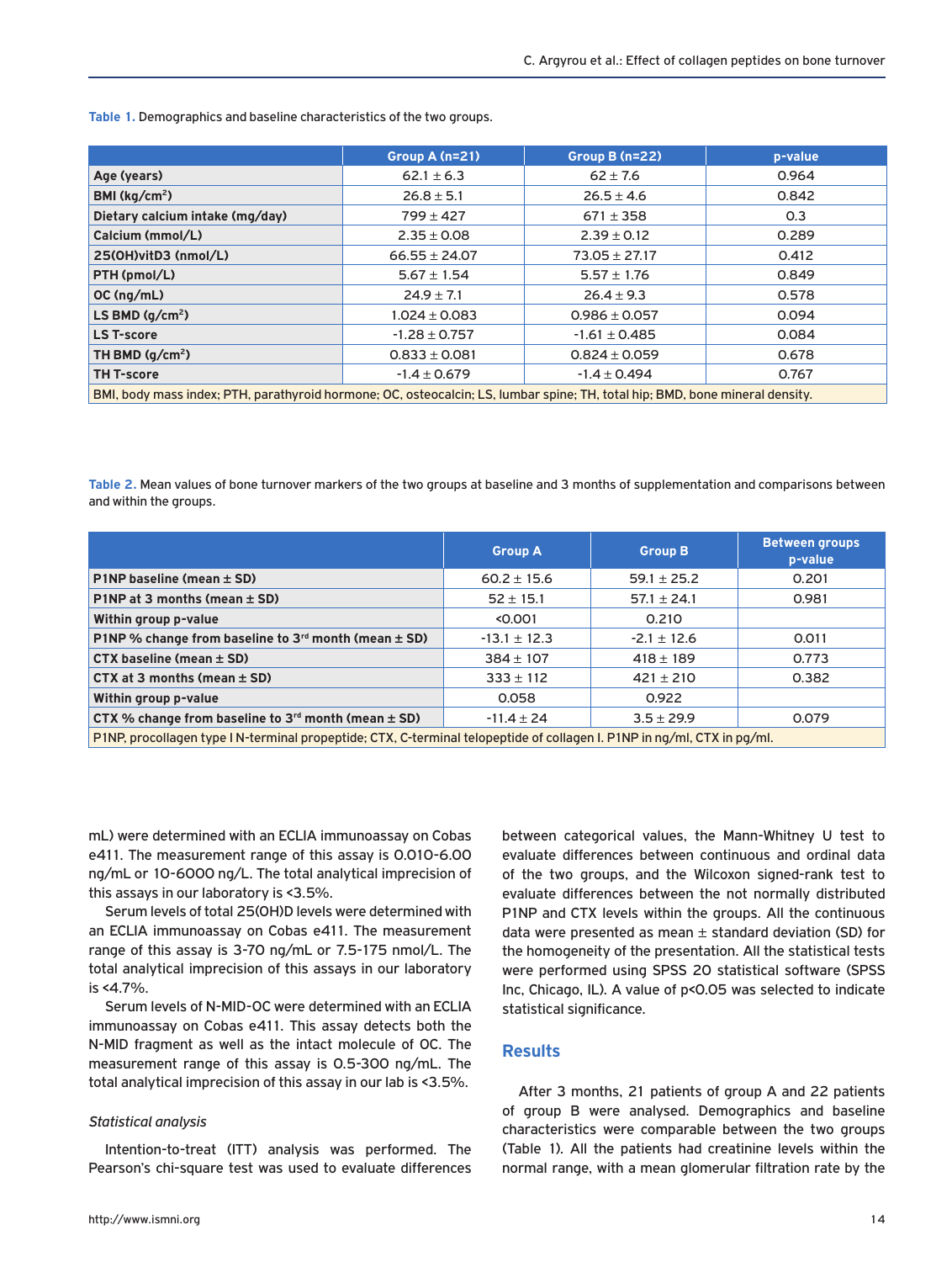Table 1. Demographics and baseline characteristics of the two groups.

| | Group A (n=21) | Group B (n=22) | p-value |
|---|---|---|---|
| Age (years) | 62.1 ± 6.3 | 62 ± 7.6 | 0.964 |
| BMI (kg/cm$^2$) | 26.8 ± 5.1 | 26.5 ± 4.6 | 0.842 |
| Dietary calcium intake (mg/day) | 799 ± 427 | 671 ± 358 | 0.3 |
| Calcium (mmol/L) | 2.35 ± 0.08 | 2.39 ± 0.12 | 0.289 |
| 25(OH)vitD3 (nmol/L) | 66.55 ± 24.07 | 73.05 ± 27.17 | 0.412 |
| PTH (pmol/L) | 5.67 ± 1.54 | 5.57 ± 1.76 | 0.849 |
| OC (ng/mL) | 24.9 ± 7.1 | 26.4 ± 9.3 | 0.578 |
| LS BMD (g/cm$^2$) | 1.024 ± 0.083 | 0.986 ± 0.057 | 0.094 |
| LS T-score | -1.28 ± 0.757 | -1.61 ± 0.485 | 0.084 |
| TH BMD (g/cm$^2$) | 0.833 ± 0.081 | 0.824 ± 0.059 | 0.678 |
| TH T-score | -1.4 ± 0.679 | -1.4 ± 0.494 | 0.767 |

BMI, body mass index; PTH, parathyroid hormone; OC, osteocalcin; LS, lumbar spine; TH, total hip; BMD, bone mineral density.

Table 2. Mean values of bone turnover markers of the two groups at baseline and 3 months of supplementation and comparisons between and within the groups.

| | Group A | Group B | Between groups p-value |
|---|---|---|---|
| P1NP baseline (mean ± SD) | 60.2 ± 15.6 | 59.1 ± 25.2 | 0.201 |
| P1NP at 3 months (mean ± SD) | 52 ± 15.1 | 57.1 ± 24.1 | 0.981 |
| Within group p-value | <0.001 | 0.210 | |
| P1NP % change from baseline to 3rd month (mean ± SD) | -13.1 ± 12.3 | -2.1 ± 12.6 | 0.011 |
| CTX baseline (mean ± SD) | 384 ± 107 | 418 ± 189 | 0.773 |
| CTX at 3 months (mean ± SD) | 333 ± 112 | 421 ± 210 | 0.382 |
| Within group p-value | 0.058 | 0.922 | |
| CTX % change from baseline to 3rd month (mean ± SD) | -11.4 ± 24 | 3.5 ± 29.9 | 0.079 |

P1NP, procollagen type I N-terminal propeptide; CTX, C-terminal telopeptide of collagen I. P1NP in ng/ml, CTX in pg/ml.

mL) were determined with an ECLIA immunoassay on Cobas e411. The measurement range of this assay is 0.010-6.00 ng/mL or 10-6000 ng/L. The total analytical imprecision of this assays in our laboratory is <3.5%.

Serum levels of total 25(OH)D levels were determined with an ECLIA immunoassay on Cobas e411. The measurement range of this assay is 3-70 ng/mL or 7.5-175 nmol/L. The total analytical imprecision of this assays in our laboratory is <4.7%.

Serum levels of N-MID-OC were determined with an ECLIA immunoassay on Cobas e411. This assay detects both the N-MID fragment as well as the intact molecule of OC. The measurement range of this assay is 0.5-300 ng/mL. The total analytical imprecision of this assay in our lab is <3.5%.

### *Statistical analysis*

Intention-to-treat (ITT) analysis was performed. The Pearson's chi-square test was used to evaluate differences between categorical values, the Mann-Whitney U test to evaluate differences between continuous and ordinal data of the two groups, and the Wilcoxon signed-rank test to evaluate differences between the not normally distributed P1NP and CTX levels within the groups. All the continuous data were presented as mean ± standard deviation (SD) for the homogeneity of the presentation. All the statistical tests were performed using SPSS 20 statistical software (SPSS Inc, Chicago, IL). A value of $p<0.05$ was selected to indicate statistical significance.

## Results

After 3 months, 21 patients of group A and 22 patients of group B were analysed. Demographics and baseline characteristics were comparable between the two groups (Table 1). All the patients had creatinine levels within the normal range, with a mean glomerular filtration rate by the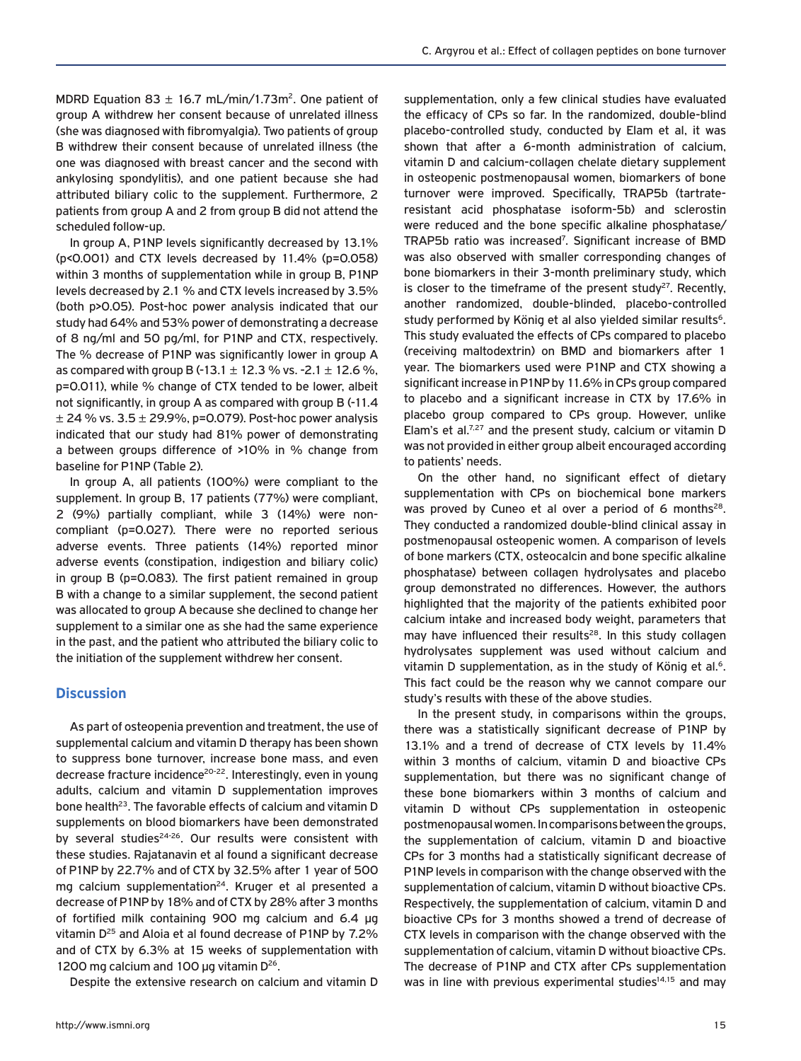MDRD Equation 83 ± 16.7 mL/min/1.73m$^2$. One patient of group A withdrew her consent because of unrelated illness (she was diagnosed with fibromyalgia). Two patients of group B withdrew their consent because of unrelated illness (the one was diagnosed with breast cancer and the second with ankylosing spondylitis), and one patient because she had attributed biliary colic to the supplement. Furthermore, 2 patients from group A and 2 from group B did not attend the scheduled follow-up.

In group A, P1NP levels significantly decreased by 13.1% ($p<0.001$) and CTX levels decreased by 11.4% ($p=0.058$) within 3 months of supplementation while in group B, P1NP levels decreased by 2.1 % and CTX levels increased by 3.5% (both $p>0.05$). Post-hoc power analysis indicated that our study had 64% and 53% power of demonstrating a decrease of 8 ng/ml and 50 pg/ml, for P1NP and CTX, respectively. The % decrease of P1NP was significantly lower in group A as compared with group B (-13.1 ± 12.3 % vs. -2.1 ± 12.6 %, $p=0.011$), while % change of CTX tended to be lower, albeit not significantly, in group A as compared with group B (-11.4 ± 24 % vs. 3.5 ± 29.9%, $p=0.079$). Post-hoc power analysis indicated that our study had 81% power of demonstrating a between groups difference of >10% in % change from baseline for P1NP (Table 2).

In group A, all patients (100%) were compliant to the supplement. In group B, 17 patients (77%) were compliant, 2 (9%) partially compliant, while 3 (14%) were non-compliant ($p=0.027$). There were no reported serious adverse events. Three patients (14%) reported minor adverse events (constipation, indigestion and biliary colic) in group B ($p=0.083$). The first patient remained in group B with a change to a similar supplement, the second patient was allocated to group A because she declined to change her supplement to a similar one as she had the same experience in the past, and the patient who attributed the biliary colic to the initiation of the supplement withdrew her consent.

## Discussion

As part of osteopenia prevention and treatment, the use of supplemental calcium and vitamin D therapy has been shown to suppress bone turnover, increase bone mass, and even decrease fracture incidence[20-22]. Interestingly, even in young adults, calcium and vitamin D supplementation improves bone health[23]. The favorable effects of calcium and vitamin D supplements on blood biomarkers have been demonstrated by several studies[24-26]. Our results were consistent with these studies. Rajatanavin et al found a significant decrease of P1NP by 22.7% and of CTX by 32.5% after 1 year of 500 mg calcium supplementation[24]. Kruger et al presented a decrease of P1NP by 18% and of CTX by 28% after 3 months of fortified milk containing 900 mg calcium and 6.4 μg vitamin D[25] and Aloia et al found decrease of P1NP by 7.2% and of CTX by 6.3% at 15 weeks of supplementation with 1200 mg calcium and 100 μg vitamin D[26].

Despite the extensive research on calcium and vitamin D supplementation, only a few clinical studies have evaluated the efficacy of CPs so far. In the randomized, double-blind placebo-controlled study, conducted by Elam et al, it was shown that after a 6-month administration of calcium, vitamin D and calcium-collagen chelate dietary supplement in osteopenic postmenopausal women, biomarkers of bone turnover were improved. Specifically, TRAP5b (tartrate-resistant acid phosphatase isoform-5b) and sclerostin were reduced and the bone specific alkaline phosphatase/TRAP5b ratio was increased[7]. Significant increase of BMD was also observed with smaller corresponding changes of bone biomarkers in their 3-month preliminary study, which is closer to the timeframe of the present study[27]. Recently, another randomized, double-blinded, placebo-controlled study performed by König et al also yielded similar results[6]. This study evaluated the effects of CPs compared to placebo (receiving maltodextrin) on BMD and biomarkers after 1 year. The biomarkers used were P1NP and CTX showing a significant increase in P1NP by 11.6% in CPs group compared to placebo and a significant increase in CTX by 17.6% in placebo group compared to CPs group. However, unlike Elam's et al.[7,27] and the present study, calcium or vitamin D was not provided in either group albeit encouraged according to patients' needs.

On the other hand, no significant effect of dietary supplementation with CPs on biochemical bone markers was proved by Cuneo et al over a period of 6 months[28]. They conducted a randomized double-blind clinical assay in postmenopausal osteopenic women. A comparison of levels of bone markers (CTX, osteocalcin and bone specific alkaline phosphatase) between collagen hydrolysates and placebo group demonstrated no differences. However, the authors highlighted that the majority of the patients exhibited poor calcium intake and increased body weight, parameters that may have influenced their results[28]. In this study collagen hydrolysates supplement was used without calcium and vitamin D supplementation, as in the study of König et al.[6]. This fact could be the reason why we cannot compare our study's results with these of the above studies.

In the present study, in comparisons within the groups, there was a statistically significant decrease of P1NP by 13.1% and a trend of decrease of CTX levels by 11.4% within 3 months of calcium, vitamin D and bioactive CPs supplementation, but there was no significant change of these bone biomarkers within 3 months of calcium and vitamin D without CPs supplementation in osteopenic postmenopausal women. In comparisons between the groups, the supplementation of calcium, vitamin D and bioactive CPs for 3 months had a statistically significant decrease of P1NP levels in comparison with the change observed with the supplementation of calcium, vitamin D without bioactive CPs. Respectively, the supplementation of calcium, vitamin D and bioactive CPs for 3 months showed a trend of decrease of CTX levels in comparison with the change observed with the supplementation of calcium, vitamin D without bioactive CPs. The decrease of P1NP and CTX after CPs supplementation was in line with previous experimental studies[14,15] and may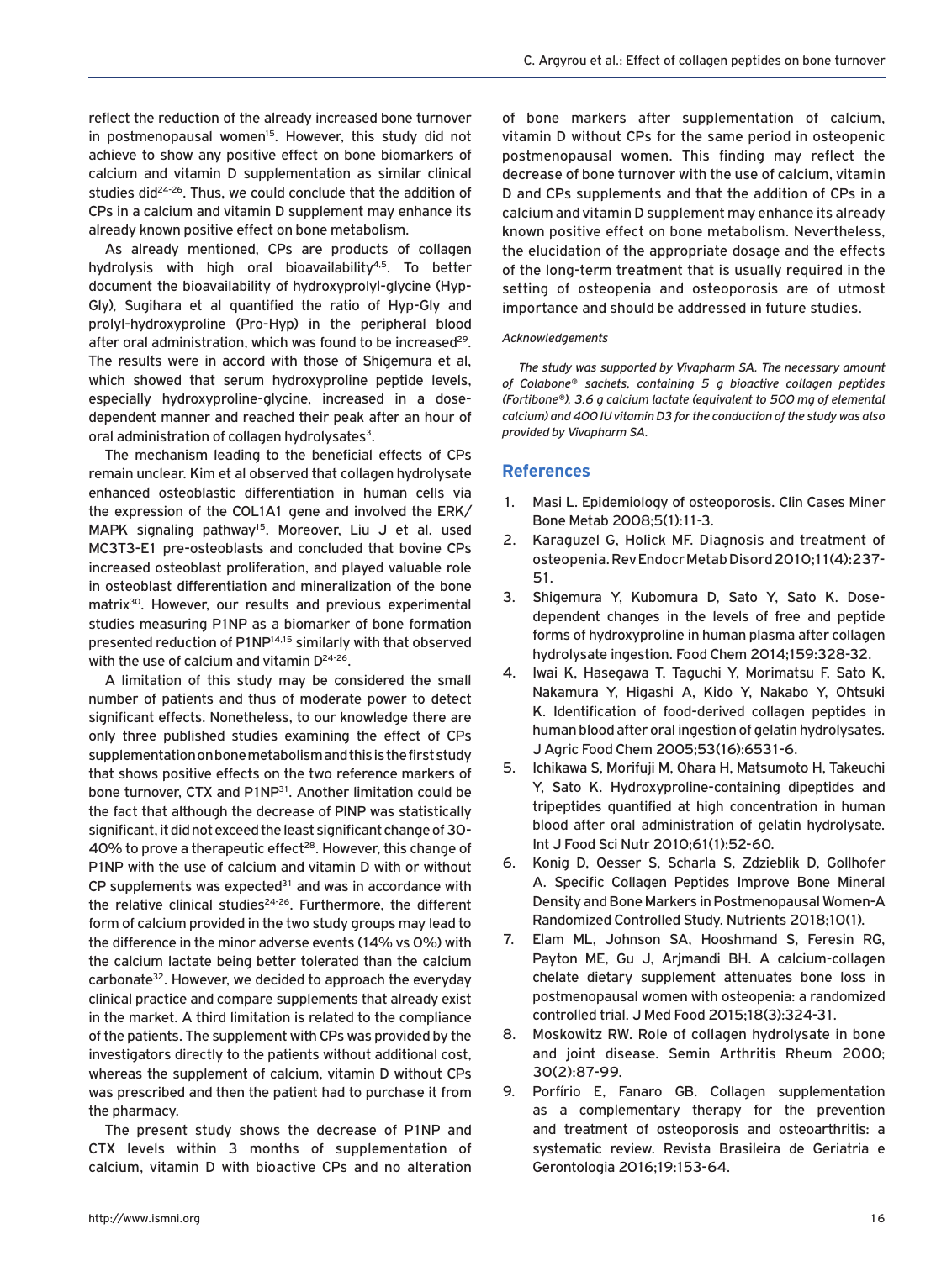reflect the reduction of the already increased bone turnover in postmenopausal women[15]. However, this study did not achieve to show any positive effect on bone biomarkers of calcium and vitamin D supplementation as similar clinical studies did[24-26]. Thus, we could conclude that the addition of CPs in a calcium and vitamin D supplement may enhance its already known positive effect on bone metabolism.

As already mentioned, CPs are products of collagen hydrolysis with high oral bioavailability[4,5]. To better document the bioavailability of hydroxyprolyl-glycine (Hyp-Gly), Sugihara et al quantified the ratio of Hyp-Gly and prolyl-hydroxyproline (Pro-Hyp) in the peripheral blood after oral administration, which was found to be increased[29]. The results were in accord with those of Shigemura et al, which showed that serum hydroxyproline peptide levels, especially hydroxyproline-glycine, increased in a dose-dependent manner and reached their peak after an hour of oral administration of collagen hydrolysates[3].

The mechanism leading to the beneficial effects of CPs remain unclear. Kim et al observed that collagen hydrolysate enhanced osteoblastic differentiation in human cells via the expression of the COL1A1 gene and involved the ERK/MAPK signaling pathway[15]. Moreover, Liu J et al. used MC3T3-E1 pre-osteoblasts and concluded that bovine CPs increased osteoblast proliferation, and played valuable role in osteoblast differentiation and mineralization of the bone matrix[30]. However, our results and previous experimental studies measuring P1NP as a biomarker of bone formation presented reduction of P1NP[14,15] similarly with that observed with the use of calcium and vitamin D[24-26].

A limitation of this study may be considered the small number of patients and thus of moderate power to detect significant effects. Nonetheless, to our knowledge there are only three published studies examining the effect of CPs supplementation on bone metabolism and this is the first study that shows positive effects on the two reference markers of bone turnover, CTX and P1NP[31]. Another limitation could be the fact that although the decrease of PINP was statistically significant, it did not exceed the least significant change of 30-40% to prove a therapeutic effect[28]. However, this change of P1NP with the use of calcium and vitamin D with or without CP supplements was expected[31] and was in accordance with the relative clinical studies[24-26]. Furthermore, the different form of calcium provided in the two study groups may lead to the difference in the minor adverse events (14% vs 0%) with the calcium lactate being better tolerated than the calcium carbonate[32]. However, we decided to approach the everyday clinical practice and compare supplements that already exist in the market. A third limitation is related to the compliance of the patients. The supplement with CPs was provided by the investigators directly to the patients without additional cost, whereas the supplement of calcium, vitamin D without CPs was prescribed and then the patient had to purchase it from the pharmacy.

The present study shows the decrease of P1NP and CTX levels within 3 months of supplementation of calcium, vitamin D with bioactive CPs and no alteration of bone markers after supplementation of calcium, vitamin D without CPs for the same period in osteopenic postmenopausal women. This finding may reflect the decrease of bone turnover with the use of calcium, vitamin D and CPs supplements and that the addition of CPs in a calcium and vitamin D supplement may enhance its already known positive effect on bone metabolism. Nevertheless, the elucidation of the appropriate dosage and the effects of the long-term treatment that is usually required in the setting of osteopenia and osteoporosis are of utmost importance and should be addressed in future studies.

*Acknowledgements*

*The study was supported by Vivapharm SA. The necessary amount of Colabone® sachets, containing 5 g bioactive collagen peptides (Fortibone®), 3.6 g calcium lactate (equivalent to 500 mg of elemental calcium) and 400 IU vitamin D3 for the conduction of the study was also provided by Vivapharm SA.*

## References

1. Masi L. Epidemiology of osteoporosis. Clin Cases Miner Bone Metab 2008;5(1):11-3.
2. Karaguzel G, Holick MF. Diagnosis and treatment of osteopenia. Rev Endocr Metab Disord 2010;11(4):237-51.
3. Shigemura Y, Kubomura D, Sato Y, Sato K. Dose-dependent changes in the levels of free and peptide forms of hydroxyproline in human plasma after collagen hydrolysate ingestion. Food Chem 2014;159:328-32.
4. Iwai K, Hasegawa T, Taguchi Y, Morimatsu F, Sato K, Nakamura Y, Higashi A, Kido Y, Nakabo Y, Ohtsuki K. Identification of food-derived collagen peptides in human blood after oral ingestion of gelatin hydrolysates. J Agric Food Chem 2005;53(16):6531-6.
5. Ichikawa S, Morifuji M, Ohara H, Matsumoto H, Takeuchi Y, Sato K. Hydroxyproline-containing dipeptides and tripeptides quantified at high concentration in human blood after oral administration of gelatin hydrolysate. Int J Food Sci Nutr 2010;61(1):52-60.
6. Konig D, Oesser S, Scharla S, Zdzieblik D, Gollhofer A. Specific Collagen Peptides Improve Bone Mineral Density and Bone Markers in Postmenopausal Women-A Randomized Controlled Study. Nutrients 2018;10(1).
7. Elam ML, Johnson SA, Hooshmand S, Feresin RG, Payton ME, Gu J, Arjmandi BH. A calcium-collagen chelate dietary supplement attenuates bone loss in postmenopausal women with osteopenia: a randomized controlled trial. J Med Food 2015;18(3):324-31.
8. Moskowitz RW. Role of collagen hydrolysate in bone and joint disease. Semin Arthritis Rheum 2000; 30(2):87-99.
9. Porfírio E, Fanaro GB. Collagen supplementation as a complementary therapy for the prevention and treatment of osteoporosis and osteoarthritis: a systematic review. Revista Brasileira de Geriatria e Gerontologia 2016;19:153-64.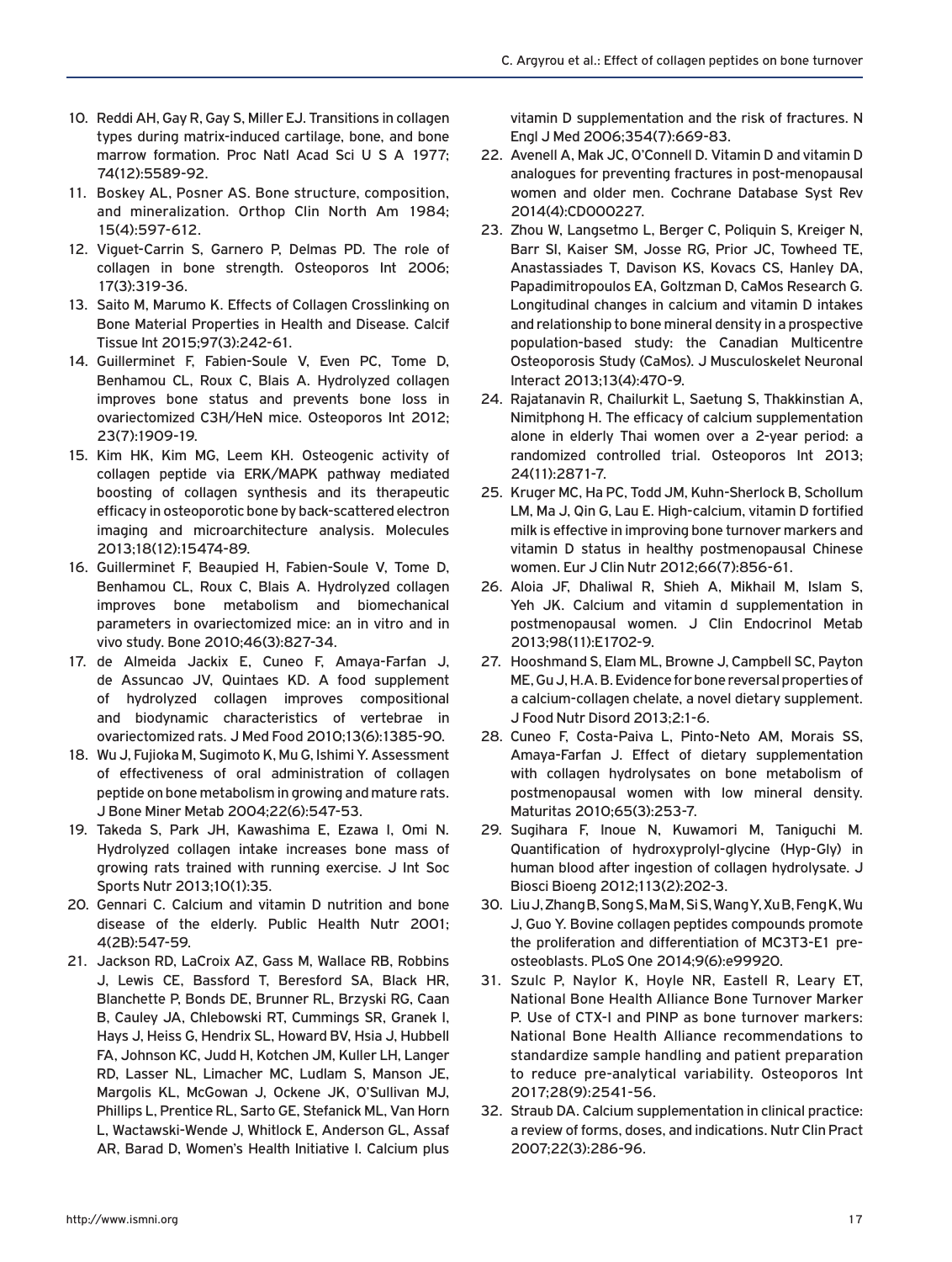10. Reddi AH, Gay R, Gay S, Miller EJ. Transitions in collagen types during matrix-induced cartilage, bone, and bone marrow formation. Proc Natl Acad Sci U S A 1977; 74(12):5589-92.
11. Boskey AL, Posner AS. Bone structure, composition, and mineralization. Orthop Clin North Am 1984; 15(4):597-612.
12. Viguet-Carrin S, Garnero P, Delmas PD. The role of collagen in bone strength. Osteoporos Int 2006; 17(3):319-36.
13. Saito M, Marumo K. Effects of Collagen Crosslinking on Bone Material Properties in Health and Disease. Calcif Tissue Int 2015;97(3):242-61.
14. Guillerminet F, Fabien-Soule V, Even PC, Tome D, Benhamou CL, Roux C, Blais A. Hydrolyzed collagen improves bone status and prevents bone loss in ovariectomized C3H/HeN mice. Osteoporos Int 2012; 23(7):1909-19.
15. Kim HK, Kim MG, Leem KH. Osteogenic activity of collagen peptide via ERK/MAPK pathway mediated boosting of collagen synthesis and its therapeutic efficacy in osteoporotic bone by back-scattered electron imaging and microarchitecture analysis. Molecules 2013;18(12):15474-89.
16. Guillerminet F, Beaupied H, Fabien-Soule V, Tome D, Benhamou CL, Roux C, Blais A. Hydrolyzed collagen improves bone metabolism and biomechanical parameters in ovariectomized mice: an in vitro and in vivo study. Bone 2010;46(3):827-34.
17. de Almeida Jackix E, Cuneo F, Amaya-Farfan J, de Assuncao JV, Quintaes KD. A food supplement of hydrolyzed collagen improves compositional and biodynamic characteristics of vertebrae in ovariectomized rats. J Med Food 2010;13(6):1385-90.
18. Wu J, Fujioka M, Sugimoto K, Mu G, Ishimi Y. Assessment of effectiveness of oral administration of collagen peptide on bone metabolism in growing and mature rats. J Bone Miner Metab 2004;22(6):547-53.
19. Takeda S, Park JH, Kawashima E, Ezawa I, Omi N. Hydrolyzed collagen intake increases bone mass of growing rats trained with running exercise. J Int Soc Sports Nutr 2013;10(1):35.
20. Gennari C. Calcium and vitamin D nutrition and bone disease of the elderly. Public Health Nutr 2001; 4(2B):547-59.
21. Jackson RD, LaCroix AZ, Gass M, Wallace RB, Robbins J, Lewis CE, Bassford T, Beresford SA, Black HR, Blanchette P, Bonds DE, Brunner RL, Brzyski RG, Caan B, Cauley JA, Chlebowski RT, Cummings SR, Granek I, Hays J, Heiss G, Hendrix SL, Howard BV, Hsia J, Hubbell FA, Johnson KC, Judd H, Kotchen JM, Kuller LH, Langer RD, Lasser NL, Limacher MC, Ludlam S, Manson JE, Margolis KL, McGowan J, Ockene JK, O'Sullivan MJ, Phillips L, Prentice RL, Sarto GE, Stefanick ML, Van Horn L, Wactawski-Wende J, Whitlock E, Anderson GL, Assaf AR, Barad D, Women's Health Initiative I. Calcium plus vitamin D supplementation and the risk of fractures. N Engl J Med 2006;354(7):669-83.
22. Avenell A, Mak JC, O'Connell D. Vitamin D and vitamin D analogues for preventing fractures in post-menopausal women and older men. Cochrane Database Syst Rev 2014(4):CD000227.
23. Zhou W, Langsetmo L, Berger C, Poliquin S, Kreiger N, Barr SI, Kaiser SM, Josse RG, Prior JC, Towheed TE, Anastassiades T, Davison KS, Kovacs CS, Hanley DA, Papadimitropoulos EA, Goltzman D, CaMos Research G. Longitudinal changes in calcium and vitamin D intakes and relationship to bone mineral density in a prospective population-based study: the Canadian Multicentre Osteoporosis Study (CaMos). J Musculoskelet Neuronal Interact 2013;13(4):470-9.
24. Rajatanavin R, Chailurkit L, Saetung S, Thakkinstian A, Nimitphong H. The efficacy of calcium supplementation alone in elderly Thai women over a 2-year period: a randomized controlled trial. Osteoporos Int 2013; 24(11):2871-7.
25. Kruger MC, Ha PC, Todd JM, Kuhn-Sherlock B, Schollum LM, Ma J, Qin G, Lau E. High-calcium, vitamin D fortified milk is effective in improving bone turnover markers and vitamin D status in healthy postmenopausal Chinese women. Eur J Clin Nutr 2012;66(7):856-61.
26. Aloia JF, Dhaliwal R, Shieh A, Mikhail M, Islam S, Yeh JK. Calcium and vitamin d supplementation in postmenopausal women. J Clin Endocrinol Metab 2013;98(11):E1702-9.
27. Hooshmand S, Elam ML, Browne J, Campbell SC, Payton ME, Gu J, H.A. B. Evidence for bone reversal properties of a calcium-collagen chelate, a novel dietary supplement. J Food Nutr Disord 2013;2:1-6.
28. Cuneo F, Costa-Paiva L, Pinto-Neto AM, Morais SS, Amaya-Farfan J. Effect of dietary supplementation with collagen hydrolysates on bone metabolism of postmenopausal women with low mineral density. Maturitas 2010;65(3):253-7.
29. Sugihara F, Inoue N, Kuwamori M, Taniguchi M. Quantification of hydroxyprolyl-glycine (Hyp-Gly) in human blood after ingestion of collagen hydrolysate. J Biosci Bioeng 2012;113(2):202-3.
30. Liu J, Zhang B, Song S, Ma M, Si S, Wang Y, Xu B, Feng K, Wu J, Guo Y. Bovine collagen peptides compounds promote the proliferation and differentiation of MC3T3-E1 pre-osteoblasts. PLoS One 2014;9(6):e99920.
31. Szulc P, Naylor K, Hoyle NR, Eastell R, Leary ET, National Bone Health Alliance Bone Turnover Marker P. Use of CTX-I and PINP as bone turnover markers: National Bone Health Alliance recommendations to standardize sample handling and patient preparation to reduce pre-analytical variability. Osteoporos Int 2017;28(9):2541-56.
32. Straub DA. Calcium supplementation in clinical practice: a review of forms, doses, and indications. Nutr Clin Pract 2007;22(3):286-96.